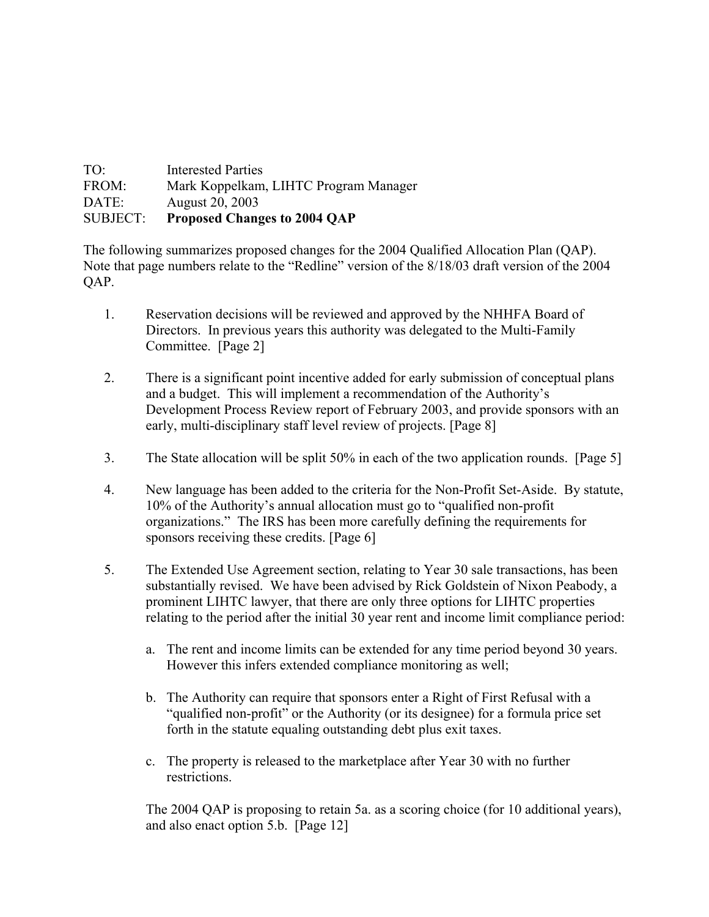TO: Interested Parties
FROM: Mark Koppelkam, LIHTC Program Manager
DATE: August 20, 2003
SUBJECT: **Proposed Changes to 2004 QAP**

The following summarizes proposed changes for the 2004 Qualified Allocation Plan (QAP). Note that page numbers relate to the "Redline" version of the 8/18/03 draft version of the 2004 QAP.

1. Reservation decisions will be reviewed and approved by the NHHFA Board of Directors. In previous years this authority was delegated to the Multi-Family Committee. [Page 2]

2. There is a significant point incentive added for early submission of conceptual plans and a budget. This will implement a recommendation of the Authority's Development Process Review report of February 2003, and provide sponsors with an early, multi-disciplinary staff level review of projects. [Page 8]

3. The State allocation will be split 50% in each of the two application rounds. [Page 5]

4. New language has been added to the criteria for the Non-Profit Set-Aside. By statute, 10% of the Authority's annual allocation must go to "qualified non-profit organizations." The IRS has been more carefully defining the requirements for sponsors receiving these credits. [Page 6]

5. The Extended Use Agreement section, relating to Year 30 sale transactions, has been substantially revised. We have been advised by Rick Goldstein of Nixon Peabody, a prominent LIHTC lawyer, that there are only three options for LIHTC properties relating to the period after the initial 30 year rent and income limit compliance period:

   a. The rent and income limits can be extended for any time period beyond 30 years. However this infers extended compliance monitoring as well;

   b. The Authority can require that sponsors enter a Right of First Refusal with a "qualified non-profit" or the Authority (or its designee) for a formula price set forth in the statute equaling outstanding debt plus exit taxes.

   c. The property is released to the marketplace after Year 30 with no further restrictions.

   The 2004 QAP is proposing to retain 5a. as a scoring choice (for 10 additional years), and also enact option 5.b. [Page 12]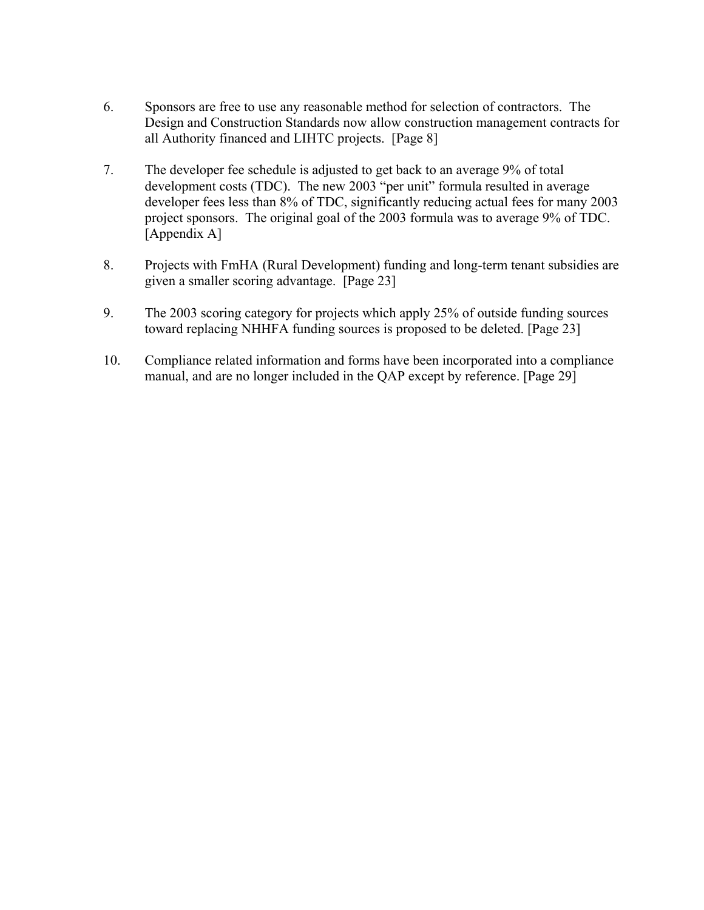6. Sponsors are free to use any reasonable method for selection of contractors. The Design and Construction Standards now allow construction management contracts for all Authority financed and LIHTC projects. [Page 8]

7. The developer fee schedule is adjusted to get back to an average 9% of total development costs (TDC). The new 2003 "per unit" formula resulted in average developer fees less than 8% of TDC, significantly reducing actual fees for many 2003 project sponsors. The original goal of the 2003 formula was to average 9% of TDC. [Appendix A]

8. Projects with FmHA (Rural Development) funding and long-term tenant subsidies are given a smaller scoring advantage. [Page 23]

9. The 2003 scoring category for projects which apply 25% of outside funding sources toward replacing NHHFA funding sources is proposed to be deleted. [Page 23]

10. Compliance related information and forms have been incorporated into a compliance manual, and are no longer included in the QAP except by reference. [Page 29]